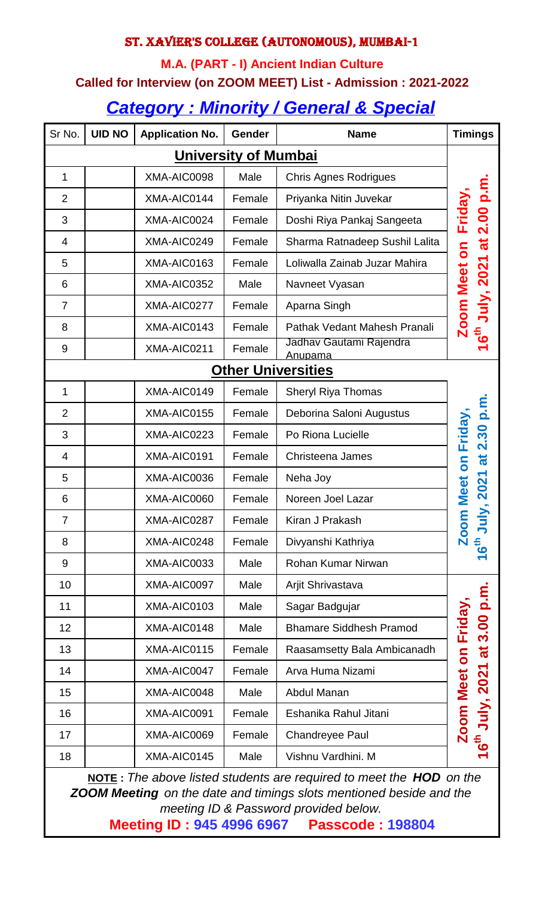# ST. XAVIER'S COLLEGE (AUTONOMOUS), MUMBAI-1

**M.A. (PART - I) Ancient Indian Culture**

**Called for Interview (on ZOOM MEET) List - Admission : 2021-2022**

## *Category : Minority / General & Special*

| Sr No. | UID NO | Application No. | Gender | Name | Timings |
|---|---|---|---|---|---|
| **University of Mumbai** | | | | | |
| 1 | | XMA-AIC0098 | Male | Chris Agnes Rodrigues | Zoom Meet on Friday, 16th July, 2021 at 2.00 p.m. |
| 2 | | XMA-AIC0144 | Female | Priyanka Nitin Juvekar | |
| 3 | | XMA-AIC0024 | Female | Doshi Riya Pankaj Sangeeta | |
| 4 | | XMA-AIC0249 | Female | Sharma Ratnadeep Sushil Lalita | |
| 5 | | XMA-AIC0163 | Female | Loliwalla Zainab Juzar Mahira | |
| 6 | | XMA-AIC0352 | Male | Navneet Vyasan | |
| 7 | | XMA-AIC0277 | Female | Aparna Singh | |
| 8 | | XMA-AIC0143 | Female | Pathak Vedant Mahesh Pranali | |
| 9 | | XMA-AIC0211 | Female | Jadhav Gautami Rajendra Anupama | |
| **Other Universities** | | | | | |
| 1 | | XMA-AIC0149 | Female | Sheryl Riya Thomas | Zoom Meet on Friday, 16th July, 2021 at 2.30 p.m. |
| 2 | | XMA-AIC0155 | Female | Deborina Saloni Augustus | |
| 3 | | XMA-AIC0223 | Female | Po Riona Lucielle | |
| 4 | | XMA-AIC0191 | Female | Christeena James | |
| 5 | | XMA-AIC0036 | Female | Neha Joy | |
| 6 | | XMA-AIC0060 | Female | Noreen Joel Lazar | |
| 7 | | XMA-AIC0287 | Female | Kiran J Prakash | |
| 8 | | XMA-AIC0248 | Female | Divyanshi Kathriya | |
| 9 | | XMA-AIC0033 | Male | Rohan Kumar Nirwan | |
| 10 | | XMA-AIC0097 | Male | Arjit Shrivastava | Zoom Meet on Friday, 16th July, 2021 at 3.00 p.m. |
| 11 | | XMA-AIC0103 | Male | Sagar Badgujar | |
| 12 | | XMA-AIC0148 | Male | Bhamare Siddhesh Pramod | |
| 13 | | XMA-AIC0115 | Female | Raasamsetty Bala Ambicanadh | |
| 14 | | XMA-AIC0047 | Female | Arva Huma Nizami | |
| 15 | | XMA-AIC0048 | Male | Abdul Manan | |
| 16 | | XMA-AIC0091 | Female | Eshanika Rahul Jitani | |
| 17 | | XMA-AIC0069 | Female | Chandreyee Paul | |
| 18 | | XMA-AIC0145 | Male | Vishnu Vardhini. M | |

**NOTE :** *The above listed students are required to meet the **HOD** on the **ZOOM Meeting** on the date and timings slots mentioned beside and the meeting ID & Password provided below.*

**Meeting ID : 945 4996 6967 Passcode : 198804**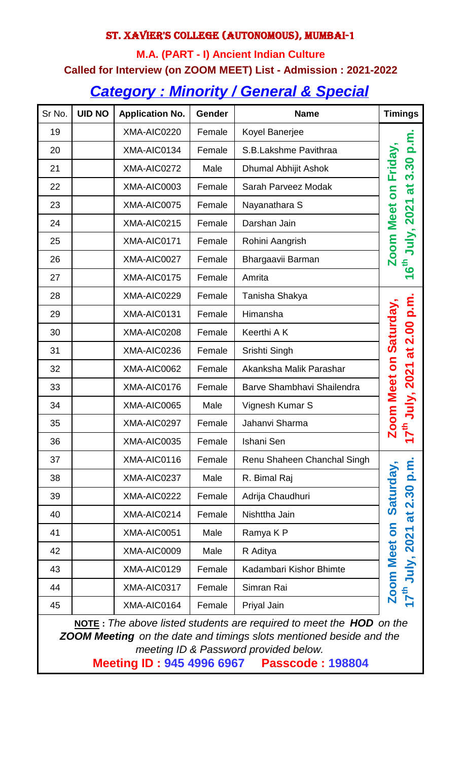# ST. XAVIER'S COLLEGE (AUTONOMOUS), MUMBAI-1

## M.A. (PART - I) Ancient Indian Culture

### Called for Interview (on ZOOM MEET) List - Admission : 2021-2022

## *Category : Minority / General & Special*

| Sr No. | UID NO | Application No. | Gender | Name | Timings |
|---|---|---|---|---|---|
| 19 | | XMA-AIC0220 | Female | Koyel Banerjee | Zoom Meet on Friday, 16th July, 2021 at 3.30 p.m. |
| 20 | | XMA-AIC0134 | Female | S.B.Lakshme Pavithraa | |
| 21 | | XMA-AIC0272 | Male | Dhumal Abhijit Ashok | |
| 22 | | XMA-AIC0003 | Female | Sarah Parveez Modak | |
| 23 | | XMA-AIC0075 | Female | Nayanathara S | |
| 24 | | XMA-AIC0215 | Female | Darshan Jain | |
| 25 | | XMA-AIC0171 | Female | Rohini Aangrish | |
| 26 | | XMA-AIC0027 | Female | Bhargaavii Barman | |
| 27 | | XMA-AIC0175 | Female | Amrita | |
| 28 | | XMA-AIC0229 | Female | Tanisha Shakya | Zoom Meet on Saturday, 17th July, 2021 at 2.00 p.m. |
| 29 | | XMA-AIC0131 | Female | Himansha | |
| 30 | | XMA-AIC0208 | Female | Keerthi A K | |
| 31 | | XMA-AIC0236 | Female | Srishti Singh | |
| 32 | | XMA-AIC0062 | Female | Akanksha Malik Parashar | |
| 33 | | XMA-AIC0176 | Female | Barve Shambhavi Shailendra | |
| 34 | | XMA-AIC0065 | Male | Vignesh Kumar S | |
| 35 | | XMA-AIC0297 | Female | Jahanvi Sharma | |
| 36 | | XMA-AIC0035 | Female | Ishani Sen | |
| 37 | | XMA-AIC0116 | Female | Renu Shaheen Chanchal Singh | Zoom Meet on Saturday, 17th July, 2021 at 2.30 p.m. |
| 38 | | XMA-AIC0237 | Male | R. Bimal Raj | |
| 39 | | XMA-AIC0222 | Female | Adrija Chaudhuri | |
| 40 | | XMA-AIC0214 | Female | Nishttha Jain | |
| 41 | | XMA-AIC0051 | Male | Ramya K P | |
| 42 | | XMA-AIC0009 | Male | R Aditya | |
| 43 | | XMA-AIC0129 | Female | Kadambari Kishor Bhimte | |
| 44 | | XMA-AIC0317 | Female | Simran Rai | |
| 45 | | XMA-AIC0164 | Female | Priyal Jain | |

**NOTE :** *The above listed students are required to meet the **HOD** on the **ZOOM Meeting** on the date and timings slots mentioned beside and the meeting ID & Password provided below.*

**Meeting ID : 945 4996 6967 Passcode : 198804**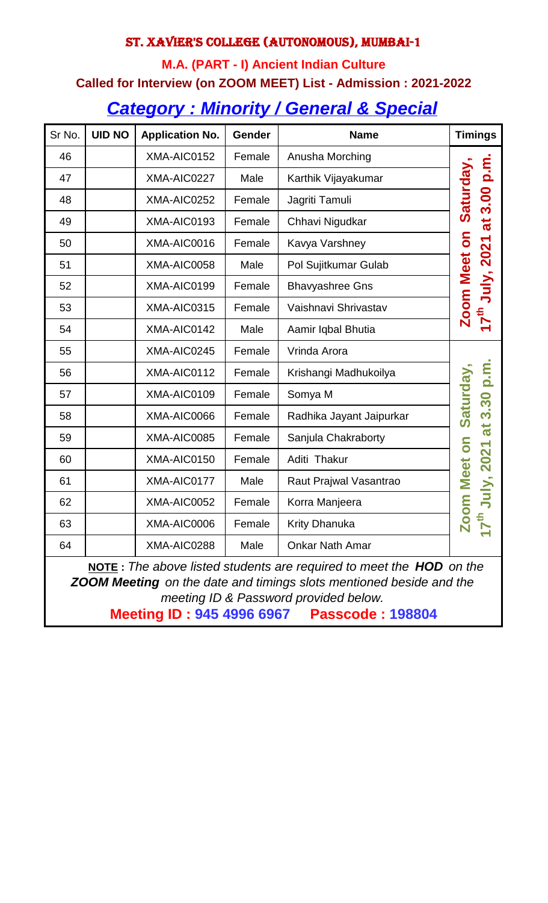## ST. XAVIER'S COLLEGE (AUTONOMOUS), MUMBAI-1

**M.A. (PART - I) Ancient Indian Culture**

**Called for Interview (on ZOOM MEET) List - Admission : 2021-2022**

## ***Category : Minority / General & Special***

| Sr No. | UID NO | Application No. | Gender | Name | Timings |
|---|---|---|---|---|---|
| 46 | | XMA-AIC0152 | Female | Anusha Morching | Zoom Meet on Saturday, 17th July, 2021 at 3.00 p.m. |
| 47 | | XMA-AIC0227 | Male | Karthik Vijayakumar | |
| 48 | | XMA-AIC0252 | Female | Jagriti Tamuli | |
| 49 | | XMA-AIC0193 | Female | Chhavi Nigudkar | |
| 50 | | XMA-AIC0016 | Female | Kavya Varshney | |
| 51 | | XMA-AIC0058 | Male | Pol Sujitkumar Gulab | |
| 52 | | XMA-AIC0199 | Female | Bhavyashree Gns | |
| 53 | | XMA-AIC0315 | Female | Vaishnavi Shrivastav | |
| 54 | | XMA-AIC0142 | Male | Aamir Iqbal Bhutia | |
| 55 | | XMA-AIC0245 | Female | Vrinda Arora | Zoom Meet on Saturday, 17th July, 2021 at 3.30 p.m. |
| 56 | | XMA-AIC0112 | Female | Krishangi Madhukoilya | |
| 57 | | XMA-AIC0109 | Female | Somya M | |
| 58 | | XMA-AIC0066 | Female | Radhika Jayant Jaipurkar | |
| 59 | | XMA-AIC0085 | Female | Sanjula Chakraborty | |
| 60 | | XMA-AIC0150 | Female | Aditi Thakur | |
| 61 | | XMA-AIC0177 | Male | Raut Prajwal Vasantrao | |
| 62 | | XMA-AIC0052 | Female | Korra Manjeera | |
| 63 | | XMA-AIC0006 | Female | Krity Dhanuka | |
| 64 | | XMA-AIC0288 | Male | Onkar Nath Amar | |

**NOTE :** *The above listed students are required to meet the **HOD** on the **ZOOM Meeting** on the date and timings slots mentioned beside and the meeting ID & Password provided below.*

**Meeting ID : 945 4996 6967 Passcode : 198804**